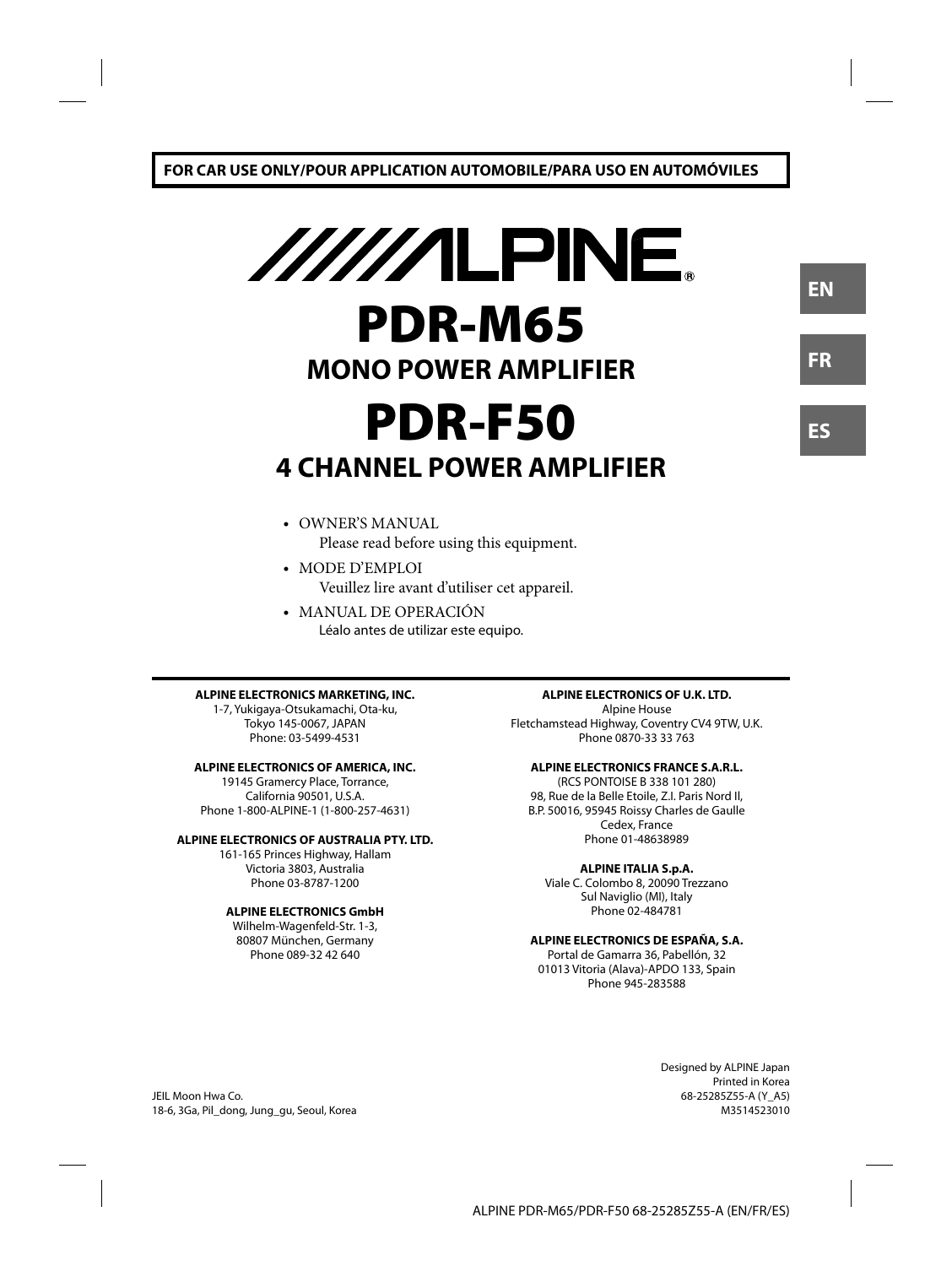**FOR CAR USE ONLY/POUR APPLICATION AUTOMOBILE/PARA USO EN AUTOMÓVILES**

ALPINE®

# PDR-M65

## MONO POWER AMPLIFIER

# PDR-F50

## 4 CHANNEL POWER AMPLIFIER

EN

FR

ES

- OWNER'S MANUAL
  Please read before using this equipment.
- MODE D'EMPLOI
  Veuillez lire avant d'utiliser cet appareil.
- MANUAL DE OPERACIÓN
  Léalo antes de utilizar este equipo.

**ALPINE ELECTRONICS MARKETING, INC.**
1-7, Yukigaya-Otsukamachi, Ota-ku,
Tokyo 145-0067, JAPAN
Phone: 03-5499-4531

**ALPINE ELECTRONICS OF AMERICA, INC.**
19145 Gramercy Place, Torrance,
California 90501, U.S.A.
Phone 1-800-ALPINE-1 (1-800-257-4631)

**ALPINE ELECTRONICS OF AUSTRALIA PTY. LTD.**
161-165 Princes Highway, Hallam
Victoria 3803, Australia
Phone 03-8787-1200

**ALPINE ELECTRONICS GmbH**
Wilhelm-Wagenfeld-Str. 1-3,
80807 München, Germany
Phone 089-32 42 640

**ALPINE ELECTRONICS OF U.K. LTD.**
Alpine House
Fletchamstead Highway, Coventry CV4 9TW, U.K.
Phone 0870-33 33 763

**ALPINE ELECTRONICS FRANCE S.A.R.L.**
(RCS PONTOISE B 338 101 280)
98, Rue de la Belle Etoile, Z.I. Paris Nord Il,
B.P. 50016, 95945 Roissy Charles de Gaulle
Cedex, France
Phone 01-48638989

**ALPINE ITALIA S.p.A.**
Viale C. Colombo 8, 20090 Trezzano
Sul Naviglio (MI), Italy
Phone 02-484781

**ALPINE ELECTRONICS DE ESPAÑA, S.A.**
Portal de Gamarra 36, Pabellón, 32
01013 Vitoria (Alava)-APDO 133, Spain
Phone 945-283588

JEIL Moon Hwa Co.
18-6, 3Ga, Pil_dong, Jung_gu, Seoul, Korea

Designed by ALPINE Japan
Printed in Korea
68-25285Z55-A (Y_A5)
M3514523010

ALPINE PDR-M65/PDR-F50 68-25285Z55-A (EN/FR/ES)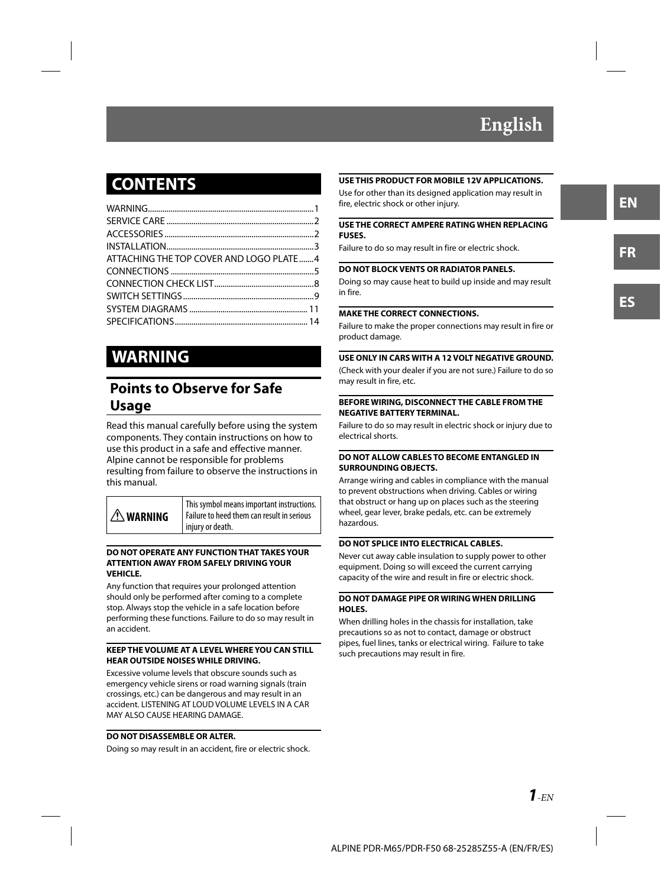# English

## CONTENTS

WARNING...1
SERVICE CARE...2
ACCESSORIES...2
INSTALLATION...3
ATTACHING THE TOP COVER AND LOGO PLATE...4
CONNECTIONS...5
CONNECTION CHECK LIST...8
SWITCH SETTINGS...9
SYSTEM DIAGRAMS...11
SPECIFICATIONS...14

## WARNING

### Points to Observe for Safe Usage

Read this manual carefully before using the system components. They contain instructions on how to use this product in a safe and effective manner. Alpine cannot be responsible for problems resulting from failure to observe the instructions in this manual.

| ⚠ WARNING | This symbol means important instructions. Failure to heed them can result in serious injury or death. |
|---|---|

**DO NOT OPERATE ANY FUNCTION THAT TAKES YOUR ATTENTION AWAY FROM SAFELY DRIVING YOUR VEHICLE.**

Any function that requires your prolonged attention should only be performed after coming to a complete stop. Always stop the vehicle in a safe location before performing these functions. Failure to do so may result in an accident.

**KEEP THE VOLUME AT A LEVEL WHERE YOU CAN STILL HEAR OUTSIDE NOISES WHILE DRIVING.**

Excessive volume levels that obscure sounds such as emergency vehicle sirens or road warning signals (train crossings, etc.) can be dangerous and may result in an accident. LISTENING AT LOUD VOLUME LEVELS IN A CAR MAY ALSO CAUSE HEARING DAMAGE.

**DO NOT DISASSEMBLE OR ALTER.**

Doing so may result in an accident, fire or electric shock.

**USE THIS PRODUCT FOR MOBILE 12V APPLICATIONS.**

Use for other than its designed application may result in fire, electric shock or other injury.

**USE THE CORRECT AMPERE RATING WHEN REPLACING FUSES.**

Failure to do so may result in fire or electric shock.

**DO NOT BLOCK VENTS OR RADIATOR PANELS.**

Doing so may cause heat to build up inside and may result in fire.

**MAKE THE CORRECT CONNECTIONS.**

Failure to make the proper connections may result in fire or product damage.

**USE ONLY IN CARS WITH A 12 VOLT NEGATIVE GROUND.**

(Check with your dealer if you are not sure.) Failure to do so may result in fire, etc.

**BEFORE WIRING, DISCONNECT THE CABLE FROM THE NEGATIVE BATTERY TERMINAL.**

Failure to do so may result in electric shock or injury due to electrical shorts.

**DO NOT ALLOW CABLES TO BECOME ENTANGLED IN SURROUNDING OBJECTS.**

Arrange wiring and cables in compliance with the manual to prevent obstructions when driving. Cables or wiring that obstruct or hang up on places such as the steering wheel, gear lever, brake pedals, etc. can be extremely hazardous.

**DO NOT SPLICE INTO ELECTRICAL CABLES.**

Never cut away cable insulation to supply power to other equipment. Doing so will exceed the current carrying capacity of the wire and result in fire or electric shock.

**DO NOT DAMAGE PIPE OR WIRING WHEN DRILLING HOLES.**

When drilling holes in the chassis for installation, take precautions so as not to contact, damage or obstruct pipes, fuel lines, tanks or electrical wiring. Failure to take such precautions may result in fire.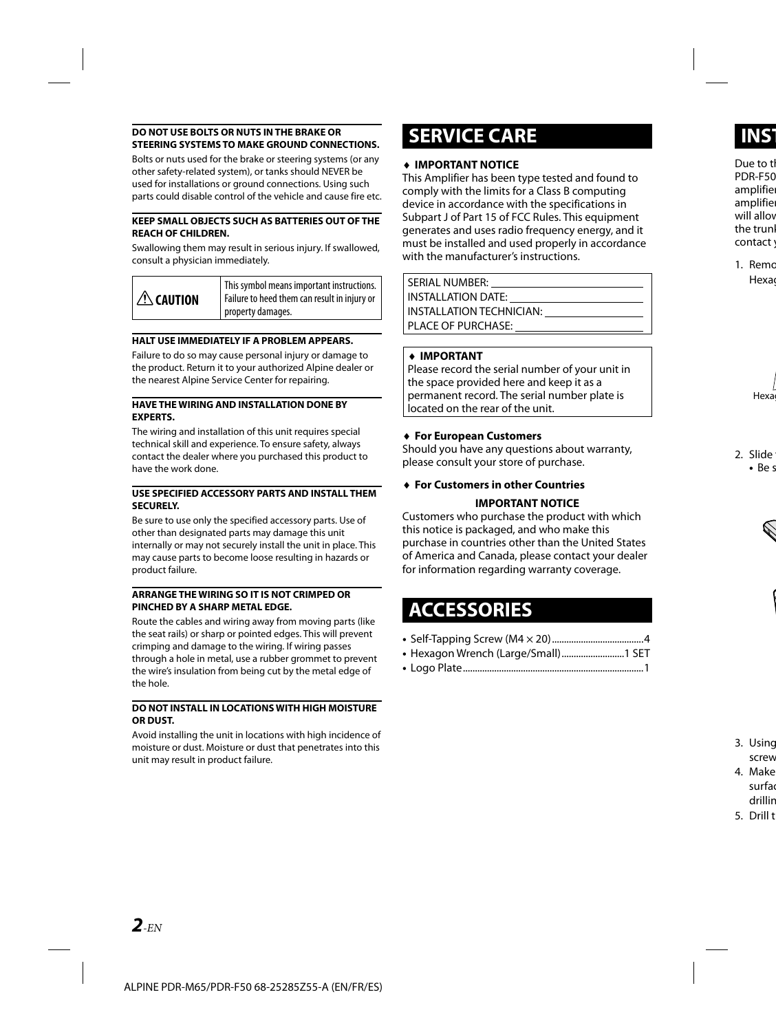**DO NOT USE BOLTS OR NUTS IN THE BRAKE OR STEERING SYSTEMS TO MAKE GROUND CONNECTIONS.**

Bolts or nuts used for the brake or steering systems (or any other safety-related system), or tanks should NEVER be used for installations or ground connections. Using such parts could disable control of the vehicle and cause fire etc.

**KEEP SMALL OBJECTS SUCH AS BATTERIES OUT OF THE REACH OF CHILDREN.**

Swallowing them may result in serious injury. If swallowed, consult a physician immediately.

| ⚠ CAUTION | This symbol means important instructions. Failure to heed them can result in injury or property damages. |
|---|---|

**HALT USE IMMEDIATELY IF A PROBLEM APPEARS.**

Failure to do so may cause personal injury or damage to the product. Return it to your authorized Alpine dealer or the nearest Alpine Service Center for repairing.

**HAVE THE WIRING AND INSTALLATION DONE BY EXPERTS.**

The wiring and installation of this unit requires special technical skill and experience. To ensure safety, always contact the dealer where you purchased this product to have the work done.

**USE SPECIFIED ACCESSORY PARTS AND INSTALL THEM SECURELY.**

Be sure to use only the specified accessory parts. Use of other than designated parts may damage this unit internally or may not securely install the unit in place. This may cause parts to become loose resulting in hazards or product failure.

**ARRANGE THE WIRING SO IT IS NOT CRIMPED OR PINCHED BY A SHARP METAL EDGE.**

Route the cables and wiring away from moving parts (like the seat rails) or sharp or pointed edges. This will prevent crimping and damage to the wiring. If wiring passes through a hole in metal, use a rubber grommet to prevent the wire's insulation from being cut by the metal edge of the hole.

**DO NOT INSTALL IN LOCATIONS WITH HIGH MOISTURE OR DUST.**

Avoid installing the unit in locations with high incidence of moisture or dust. Moisture or dust that penetrates into this unit may result in product failure.

# SERVICE CARE

**♦ IMPORTANT NOTICE**

This Amplifier has been type tested and found to comply with the limits for a Class B computing device in accordance with the specifications in Subpart J of Part 15 of FCC Rules. This equipment generates and uses radio frequency energy, and it must be installed and used properly in accordance with the manufacturer's instructions.

SERIAL NUMBER: ______________________
INSTALLATION DATE: ______________________
INSTALLATION TECHNICIAN: ______________________
PLACE OF PURCHASE: ______________________

**♦ IMPORTANT**

Please record the serial number of your unit in the space provided here and keep it as a permanent record. The serial number plate is located on the rear of the unit.

**♦ For European Customers**

Should you have any questions about warranty, please consult your store of purchase.

**♦ For Customers in other Countries**

**IMPORTANT NOTICE**

Customers who purchase the product with which this notice is packaged, and who make this purchase in countries other than the United States of America and Canada, please contact your dealer for information regarding warranty coverage.

# ACCESSORIES

- Self-Tapping Screw (M4 × 20) .......................................4
- Hexagon Wrench (Large/Small) ..........................1 SET
- Logo Plate ..........................................................................1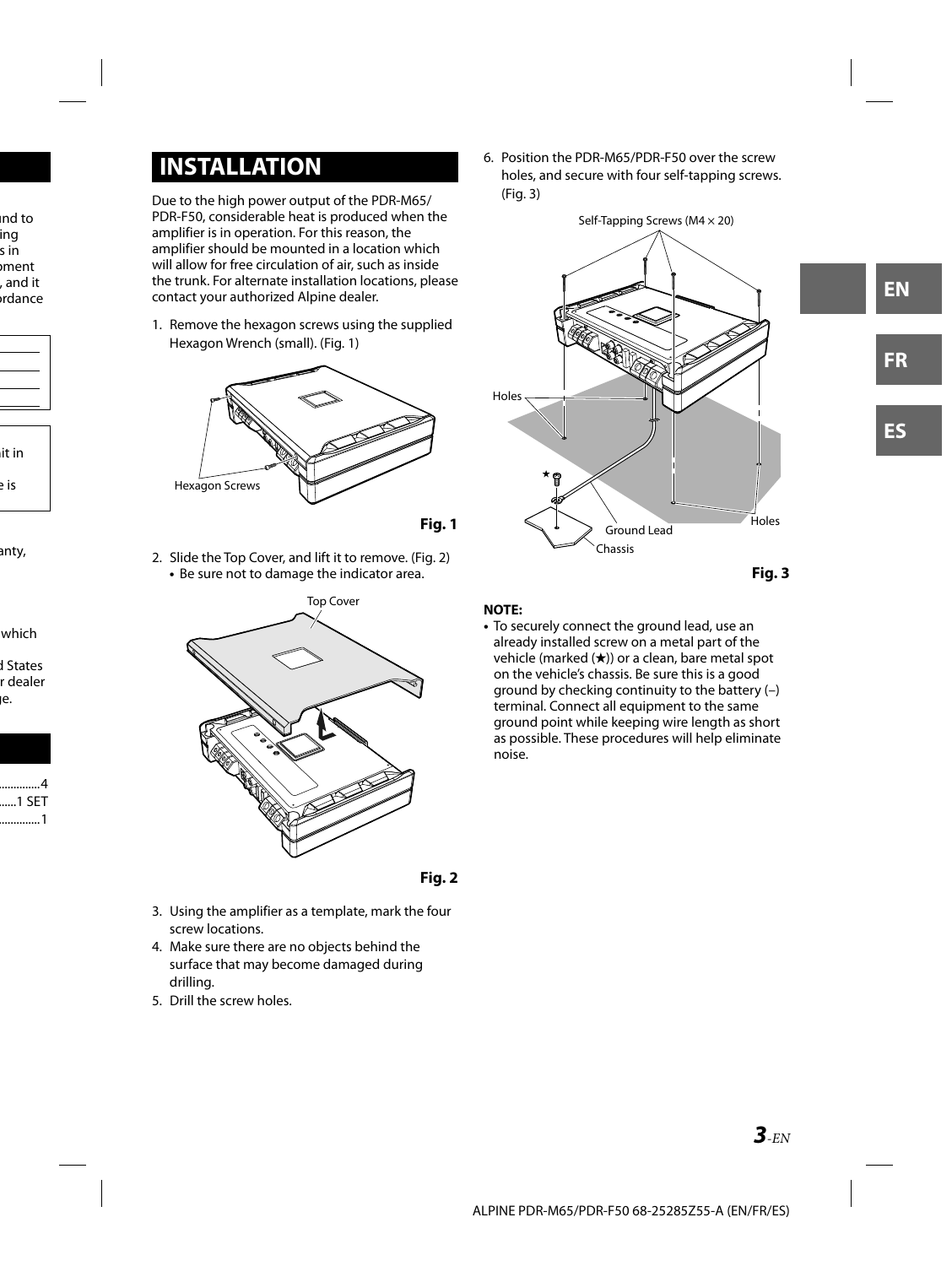## INSTALLATION

Due to the high power output of the PDR-M65/PDR-F50, considerable heat is produced when the amplifier is in operation. For this reason, the amplifier should be mounted in a location which will allow for free circulation of air, such as inside the trunk. For alternate installation locations, please contact your authorized Alpine dealer.

1. Remove the hexagon screws using the supplied Hexagon Wrench (small). (Fig. 1)

Hexagon Screws

**Fig. 1**

2. Slide the Top Cover, and lift it to remove. (Fig. 2)
   - Be sure not to damage the indicator area.

Top Cover

**Fig. 2**

3. Using the amplifier as a template, mark the four screw locations.
4. Make sure there are no objects behind the surface that may become damaged during drilling.
5. Drill the screw holes.
6. Position the PDR-M65/PDR-F50 over the screw holes, and secure with four self-tapping screws. (Fig. 3)

Self-Tapping Screws (M4 × 20)

Holes

★

Ground Lead

Chassis

Holes

**Fig. 3**

**NOTE:**

- To securely connect the ground lead, use an already installed screw on a metal part of the vehicle (marked (★)) or a clean, bare metal spot on the vehicle's chassis. Be sure this is a good ground by checking continuity to the battery (–) terminal. Connect all equipment to the same ground point while keeping wire length as short as possible. These procedures will help eliminate noise.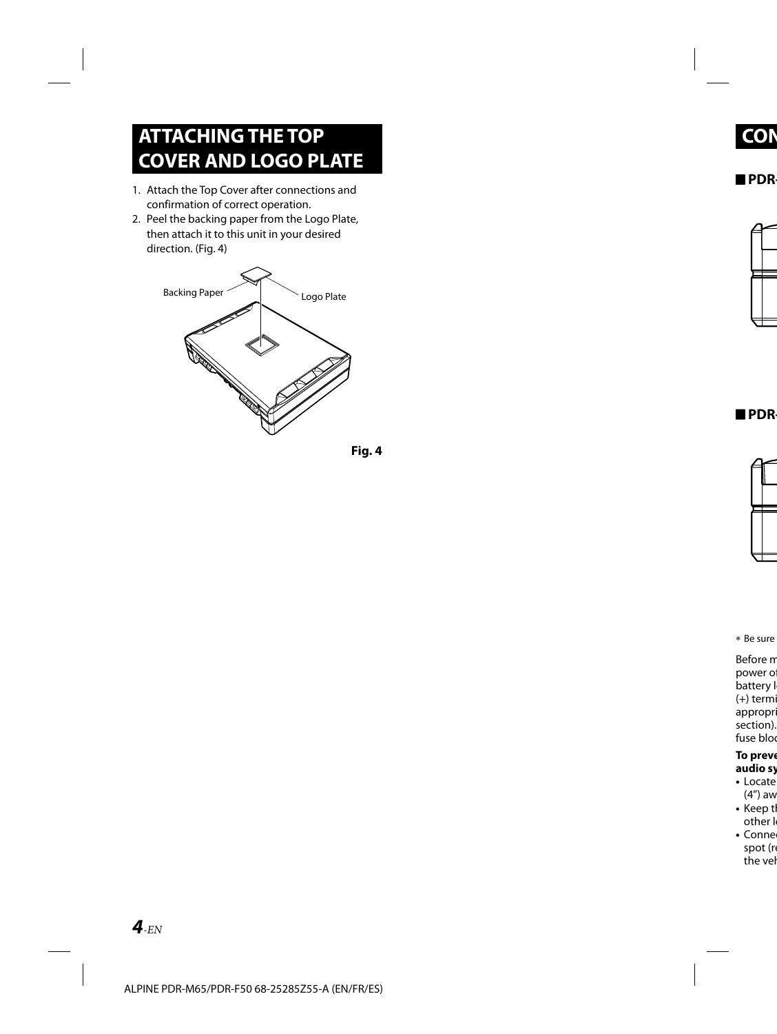# ATTACHING THE TOP COVER AND LOGO PLATE

1. Attach the Top Cover after connections and confirmation of correct operation.
2. Peel the backing paper from the Logo Plate, then attach it to this unit in your desired direction. (Fig. 4)

Backing Paper

Logo Plate

**Fig. 4**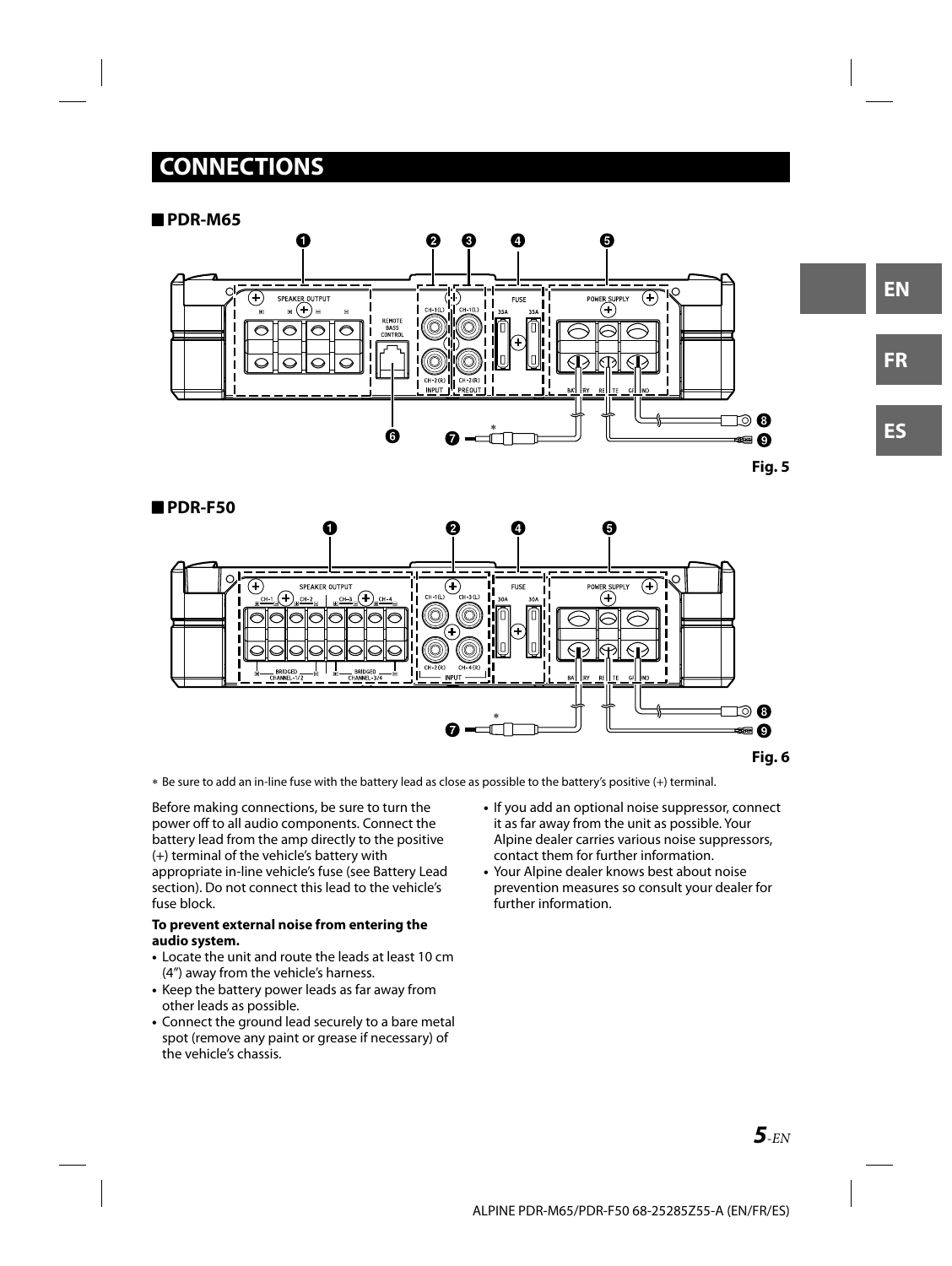# CONNECTIONS

## PDR-M65

Fig. 5

## PDR-F50

Fig. 6

∗ Be sure to add an in-line fuse with the battery lead as close as possible to the battery's positive (+) terminal.

Before making connections, be sure to turn the power off to all audio components. Connect the battery lead from the amp directly to the positive (+) terminal of the vehicle's battery with appropriate in-line vehicle's fuse (see Battery Lead section). Do not connect this lead to the vehicle's fuse block.

**To prevent external noise from entering the audio system.**

- Locate the unit and route the leads at least 10 cm (4") away from the vehicle's harness.
- Keep the battery power leads as far away from other leads as possible.
- Connect the ground lead securely to a bare metal spot (remove any paint or grease if necessary) of the vehicle's chassis.
- If you add an optional noise suppressor, connect it as far away from the unit as possible. Your Alpine dealer carries various noise suppressors, contact them for further information.
- Your Alpine dealer knows best about noise prevention measures so consult your dealer for further information.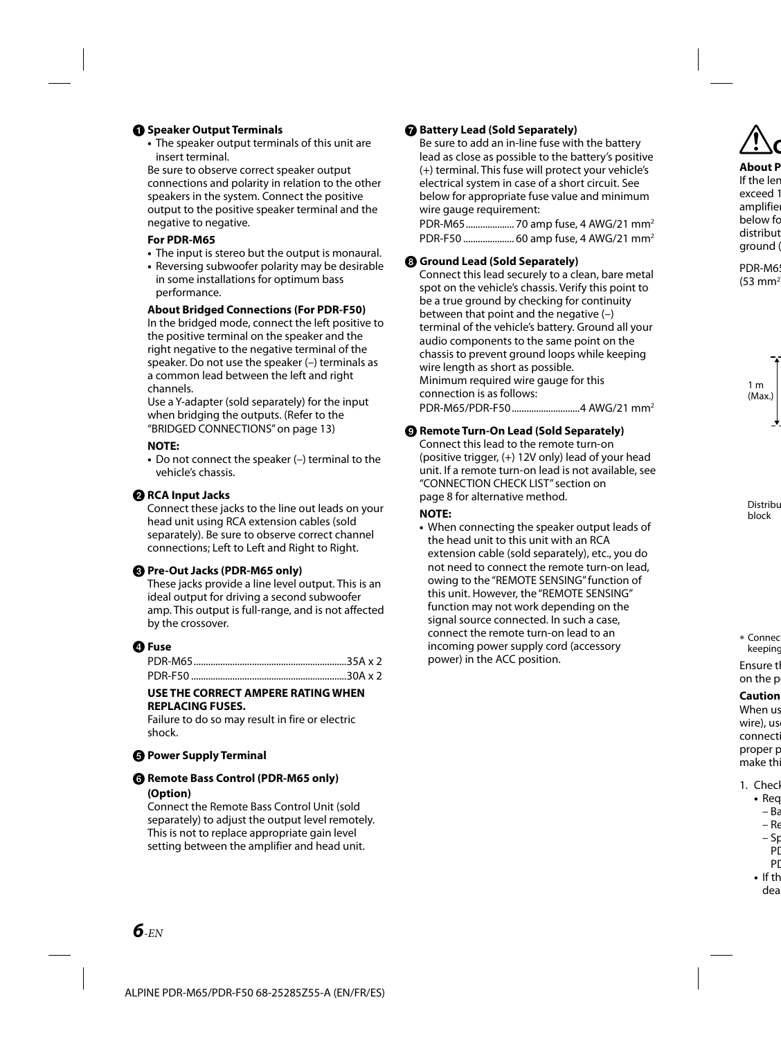**❶ Speaker Output Terminals**

- The speaker output terminals of this unit are insert terminal.

Be sure to observe correct speaker output connections and polarity in relation to the other speakers in the system. Connect the positive output to the positive speaker terminal and the negative to negative.

**For PDR-M65**

- The input is stereo but the output is monaural.
- Reversing subwoofer polarity may be desirable in some installations for optimum bass performance.

**About Bridged Connections (For PDR-F50)**

In the bridged mode, connect the left positive to the positive terminal on the speaker and the right negative to the negative terminal of the speaker. Do not use the speaker (–) terminals as a common lead between the left and right channels.

Use a Y-adapter (sold separately) for the input when bridging the outputs. (Refer to the "BRIDGED CONNECTIONS" on page 13)

**NOTE:**

- Do not connect the speaker (–) terminal to the vehicle's chassis.

**❷ RCA Input Jacks**

Connect these jacks to the line out leads on your head unit using RCA extension cables (sold separately). Be sure to observe correct channel connections; Left to Left and Right to Right.

**❸ Pre-Out Jacks (PDR-M65 only)**

These jacks provide a line level output. This is an ideal output for driving a second subwoofer amp. This output is full-range, and is not affected by the crossover.

**❹ Fuse**

PDR-M65..............................................................35A x 2
PDR-F50 ...............................................................30A x 2

**USE THE CORRECT AMPERE RATING WHEN REPLACING FUSES.**

Failure to do so may result in fire or electric shock.

**❺ Power Supply Terminal**

**❻ Remote Bass Control (PDR-M65 only) (Option)**

Connect the Remote Bass Control Unit (sold separately) to adjust the output level remotely. This is not to replace appropriate gain level setting between the amplifier and head unit.

**❼ Battery Lead (Sold Separately)**

Be sure to add an in-line fuse with the battery lead as close as possible to the battery's positive (+) terminal. This fuse will protect your vehicle's electrical system in case of a short circuit. See below for appropriate fuse value and minimum wire gauge requirement:

PDR-M65.................... 70 amp fuse, 4 AWG/21 mm²
PDR-F50 ..................... 60 amp fuse, 4 AWG/21 mm²

**❽ Ground Lead (Sold Separately)**

Connect this lead securely to a clean, bare metal spot on the vehicle's chassis. Verify this point to be a true ground by checking for continuity between that point and the negative (–) terminal of the vehicle's battery. Ground all your audio components to the same point on the chassis to prevent ground loops while keeping wire length as short as possible.

Minimum required wire gauge for this connection is as follows:

PDR-M65/PDR-F50............................4 AWG/21 mm²

**❾ Remote Turn-On Lead (Sold Separately)**

Connect this lead to the remote turn-on (positive trigger, (+) 12V only) lead of your head unit. If a remote turn-on lead is not available, see "CONNECTION CHECK LIST" section on page 8 for alternative method.

**NOTE:**

- When connecting the speaker output leads of the head unit to this unit with an RCA extension cable (sold separately), etc., you do not need to connect the remote turn-on lead, owing to the "REMOTE SENSING" function of this unit. However, the "REMOTE SENSING" function may not work depending on the signal source connected. In such a case, connect the remote turn-on lead to an incoming power supply cord (accessory power) in the ACC position.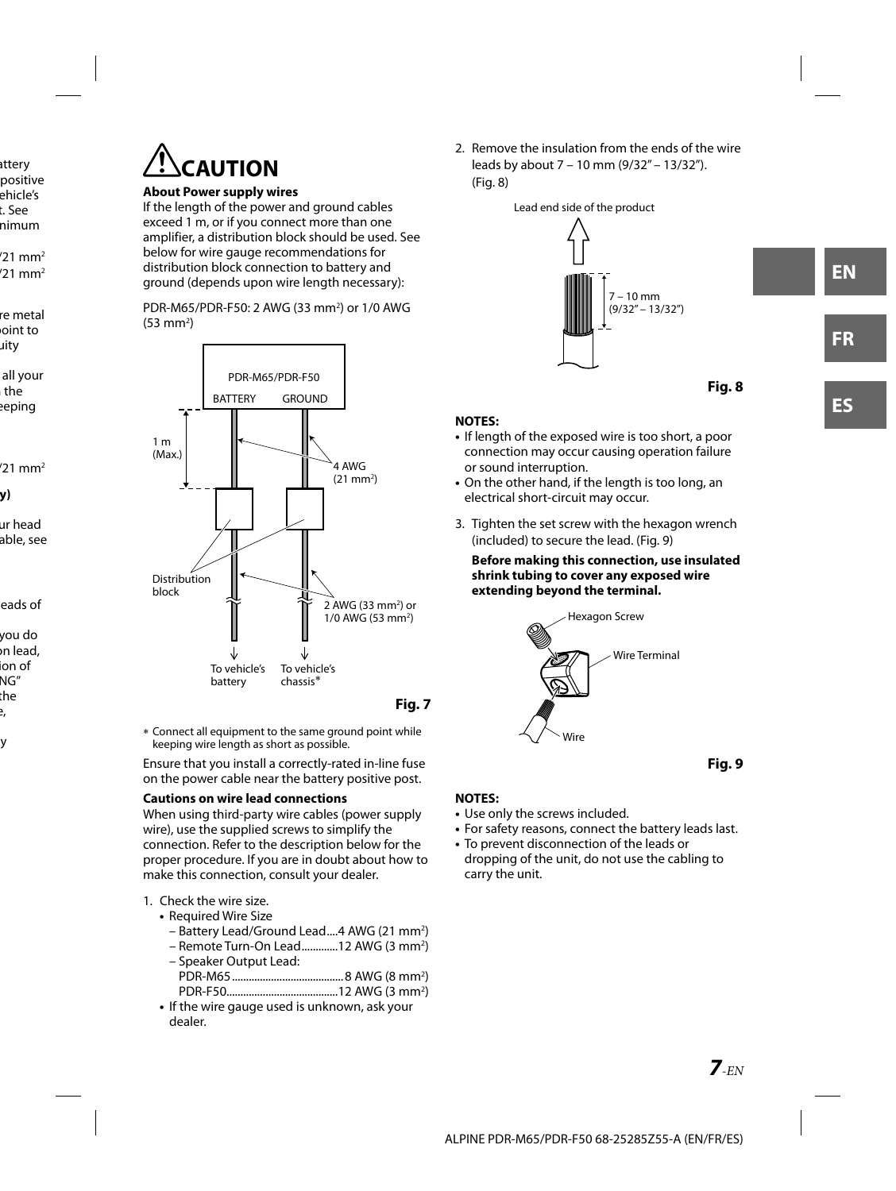## ⚠ CAUTION

**About Power supply wires**

If the length of the power and ground cables exceed 1 m, or if you connect more than one amplifier, a distribution block should be used. See below for wire gauge recommendations for distribution block connection to battery and ground (depends upon wire length necessary):

PDR-M65/PDR-F50: 2 AWG (33 mm²) or 1/0 AWG (53 mm²)

PDR-M65/PDR-F50
BATTERY GROUND
1 m (Max.)
4 AWG (21 mm²)
Distribution block
2 AWG (33 mm²) or 1/0 AWG (53 mm²)
To vehicle's battery
To vehicle's chassis*

**Fig. 7**

\* Connect all equipment to the same ground point while keeping wire length as short as possible.

Ensure that you install a correctly-rated in-line fuse on the power cable near the battery positive post.

**Cautions on wire lead connections**

When using third-party wire cables (power supply wire), use the supplied screws to simplify the connection. Refer to the description below for the proper procedure. If you are in doubt about how to make this connection, consult your dealer.

1. Check the wire size.
   - Required Wire Size
     - Battery Lead/Ground Lead....4 AWG (21 mm²)
     - Remote Turn-On Lead............12 AWG (3 mm²)
     - Speaker Output Lead:
       PDR-M65.......................................8 AWG (8 mm²)
       PDR-F50.......................................12 AWG (3 mm²)
   - If the wire gauge used is unknown, ask your dealer.
2. Remove the insulation from the ends of the wire leads by about 7 – 10 mm (9/32" – 13/32"). (Fig. 8)

Lead end side of the product
7 – 10 mm (9/32" – 13/32")

**Fig. 8**

**NOTES:**
- If length of the exposed wire is too short, a poor connection may occur causing operation failure or sound interruption.
- On the other hand, if the length is too long, an electrical short-circuit may occur.

3. Tighten the set screw with the hexagon wrench (included) to secure the lead. (Fig. 9)

   **Before making this connection, use insulated shrink tubing to cover any exposed wire extending beyond the terminal.**

Hexagon Screw
Wire Terminal
Wire

**Fig. 9**

**NOTES:**
- Use only the screws included.
- For safety reasons, connect the battery leads last.
- To prevent disconnection of the leads or dropping of the unit, do not use the cabling to carry the unit.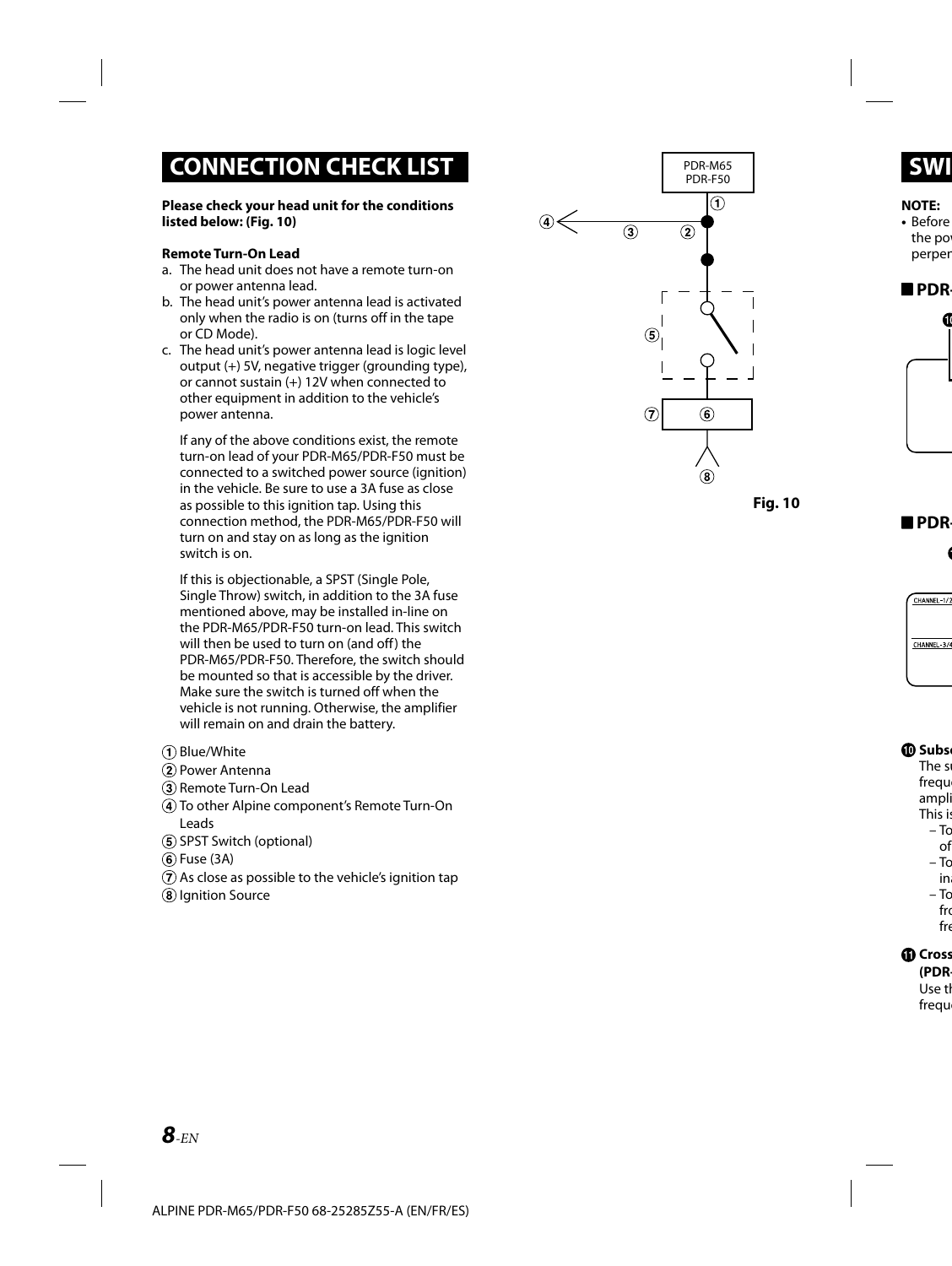# CONNECTION CHECK LIST

**Please check your head unit for the conditions listed below: (Fig. 10)**

**Remote Turn-On Lead**

a. The head unit does not have a remote turn-on or power antenna lead.
b. The head unit's power antenna lead is activated only when the radio is on (turns off in the tape or CD Mode).
c. The head unit's power antenna lead is logic level output (+) 5V, negative trigger (grounding type), or cannot sustain (+) 12V when connected to other equipment in addition to the vehicle's power antenna.

If any of the above conditions exist, the remote turn-on lead of your PDR-M65/PDR-F50 must be connected to a switched power source (ignition) in the vehicle. Be sure to use a 3A fuse as close as possible to this ignition tap. Using this connection method, the PDR-M65/PDR-F50 will turn on and stay on as long as the ignition switch is on.

If this is objectionable, a SPST (Single Pole, Single Throw) switch, in addition to the 3A fuse mentioned above, may be installed in-line on the PDR-M65/PDR-F50 turn-on lead. This switch will then be used to turn on (and off) the PDR-M65/PDR-F50. Therefore, the switch should be mounted so that is accessible by the driver. Make sure the switch is turned off when the vehicle is not running. Otherwise, the amplifier will remain on and drain the battery.

① Blue/White
② Power Antenna
③ Remote Turn-On Lead
④ To other Alpine component's Remote Turn-On Leads
⑤ SPST Switch (optional)
⑥ Fuse (3A)
⑦ As close as possible to the vehicle's ignition tap
⑧ Ignition Source

PDR-M65
PDR-F50

Fig. 10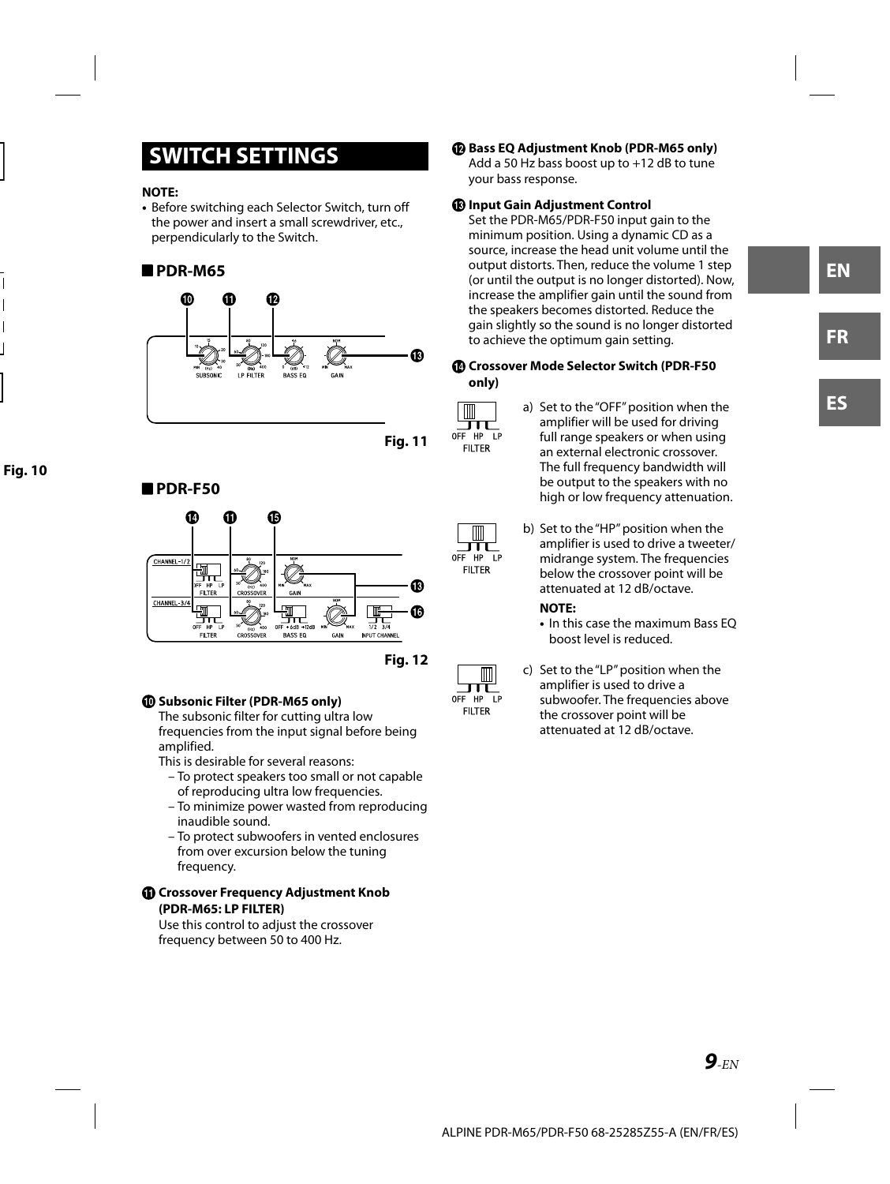# SWITCH SETTINGS

**NOTE:**

- Before switching each Selector Switch, turn off the power and insert a small screwdriver, etc., perpendicularly to the Switch.

## ■ PDR-M65

Fig. 11

## ■ PDR-F50

Fig. 12

Fig. 10

**⑩ Subsonic Filter (PDR-M65 only)**
The subsonic filter for cutting ultra low frequencies from the input signal before being amplified.
This is desirable for several reasons:
– To protect speakers too small or not capable of reproducing ultra low frequencies.
– To minimize power wasted from reproducing inaudible sound.
– To protect subwoofers in vented enclosures from over excursion below the tuning frequency.

**⑪ Crossover Frequency Adjustment Knob (PDR-M65: LP FILTER)**
Use this control to adjust the crossover frequency between 50 to 400 Hz.

**⑫ Bass EQ Adjustment Knob (PDR-M65 only)**
Add a 50 Hz bass boost up to +12 dB to tune your bass response.

**⑬ Input Gain Adjustment Control**
Set the PDR-M65/PDR-F50 input gain to the minimum position. Using a dynamic CD as a source, increase the head unit volume until the output distorts. Then, reduce the volume 1 step (or until the output is no longer distorted). Now, increase the amplifier gain until the sound from the speakers becomes distorted. Reduce the gain slightly so the sound is no longer distorted to achieve the optimum gain setting.

**⑭ Crossover Mode Selector Switch (PDR-F50 only)**

a) Set to the "OFF" position when the amplifier will be used for driving full range speakers or when using an external electronic crossover. The full frequency bandwidth will be output to the speakers with no high or low frequency attenuation.

b) Set to the "HP" position when the amplifier is used to drive a tweeter/midrange system. The frequencies below the crossover point will be attenuated at 12 dB/octave.

**NOTE:**

- In this case the maximum Bass EQ boost level is reduced.

c) Set to the "LP" position when the amplifier is used to drive a subwoofer. The frequencies above the crossover point will be attenuated at 12 dB/octave.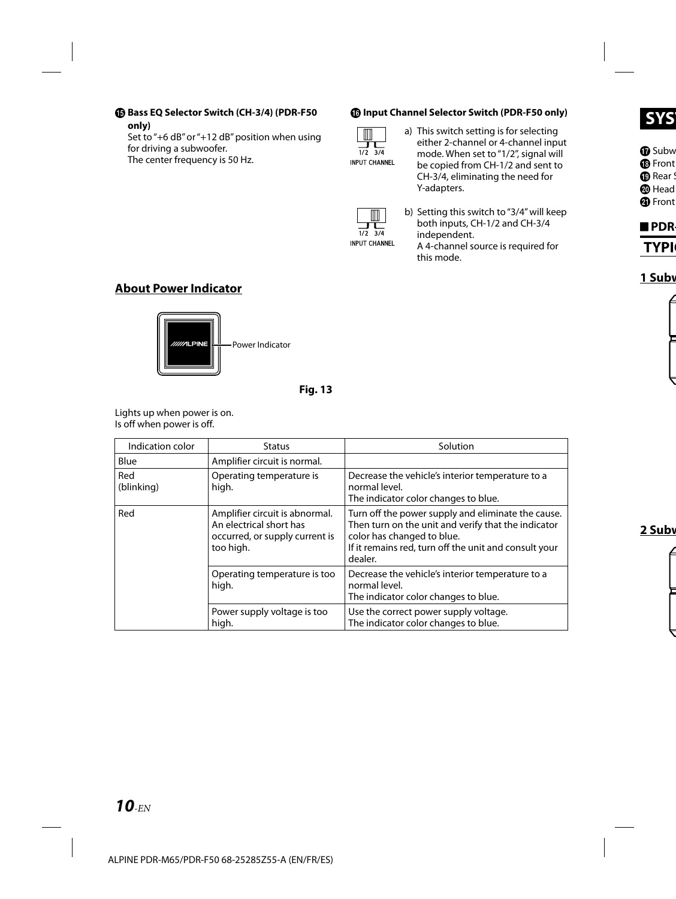### ⑮ Bass EQ Selector Switch (CH-3/4) (PDR-F50 only)

Set to "+6 dB" or "+12 dB" position when using for driving a subwoofer.
The center frequency is 50 Hz.

### ⑯ Input Channel Selector Switch (PDR-F50 only)

a) This switch setting is for selecting either 2-channel or 4-channel input mode. When set to "1/2", signal will be copied from CH-1/2 and sent to CH-3/4, eliminating the need for Y-adapters.

b) Setting this switch to "3/4" will keep both inputs, CH-1/2 and CH-3/4 independent.
A 4-channel source is required for this mode.

## About Power Indicator

Power Indicator

**Fig. 13**

Lights up when power is on.
Is off when power is off.

| Indication color | Status | Solution |
| --- | --- | --- |
| Blue | Amplifier circuit is normal. | |
| Red (blinking) | Operating temperature is high. | Decrease the vehicle's interior temperature to a normal level. The indicator color changes to blue. |
| Red | Amplifier circuit is abnormal. An electrical short has occurred, or supply current is too high. | Turn off the power supply and eliminate the cause. Then turn on the unit and verify that the indicator color has changed to blue. If it remains red, turn off the unit and consult your dealer. |
| | Operating temperature is too high. | Decrease the vehicle's interior temperature to a normal level. The indicator color changes to blue. |
| | Power supply voltage is too high. | Use the correct power supply voltage. The indicator color changes to blue. |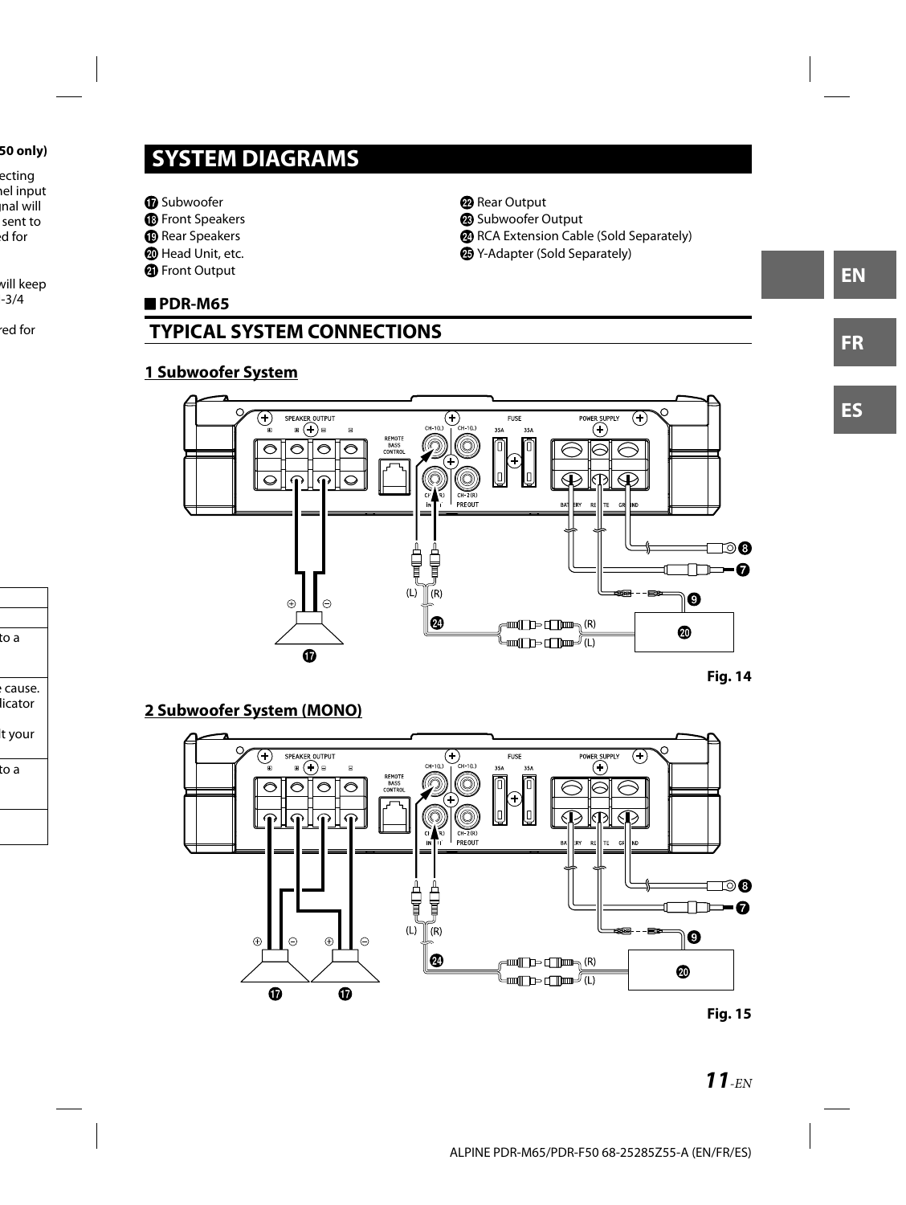# SYSTEM DIAGRAMS

⑰ Subwoofer
⑱ Front Speakers
⑲ Rear Speakers
⑳ Head Unit, etc.
㉑ Front Output
㉒ Rear Output
㉓ Subwoofer Output
㉔ RCA Extension Cable (Sold Separately)
㉕ Y-Adapter (Sold Separately)

## PDR-M65

## TYPICAL SYSTEM CONNECTIONS

### 1 Subwoofer System

Fig. 14

### 2 Subwoofer System (MONO)

Fig. 15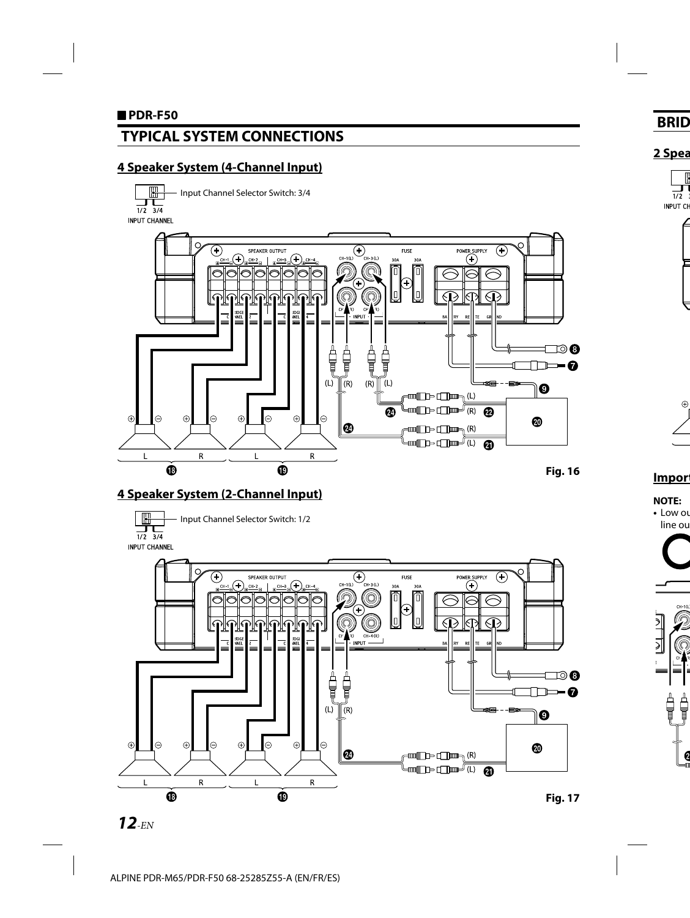■ **PDR-F50**

## TYPICAL SYSTEM CONNECTIONS

### 4 Speaker System (4-Channel Input)

Input Channel Selector Switch: 3/4

Fig. 16

### 4 Speaker System (2-Channel Input)

Input Channel Selector Switch: 1/2

Fig. 17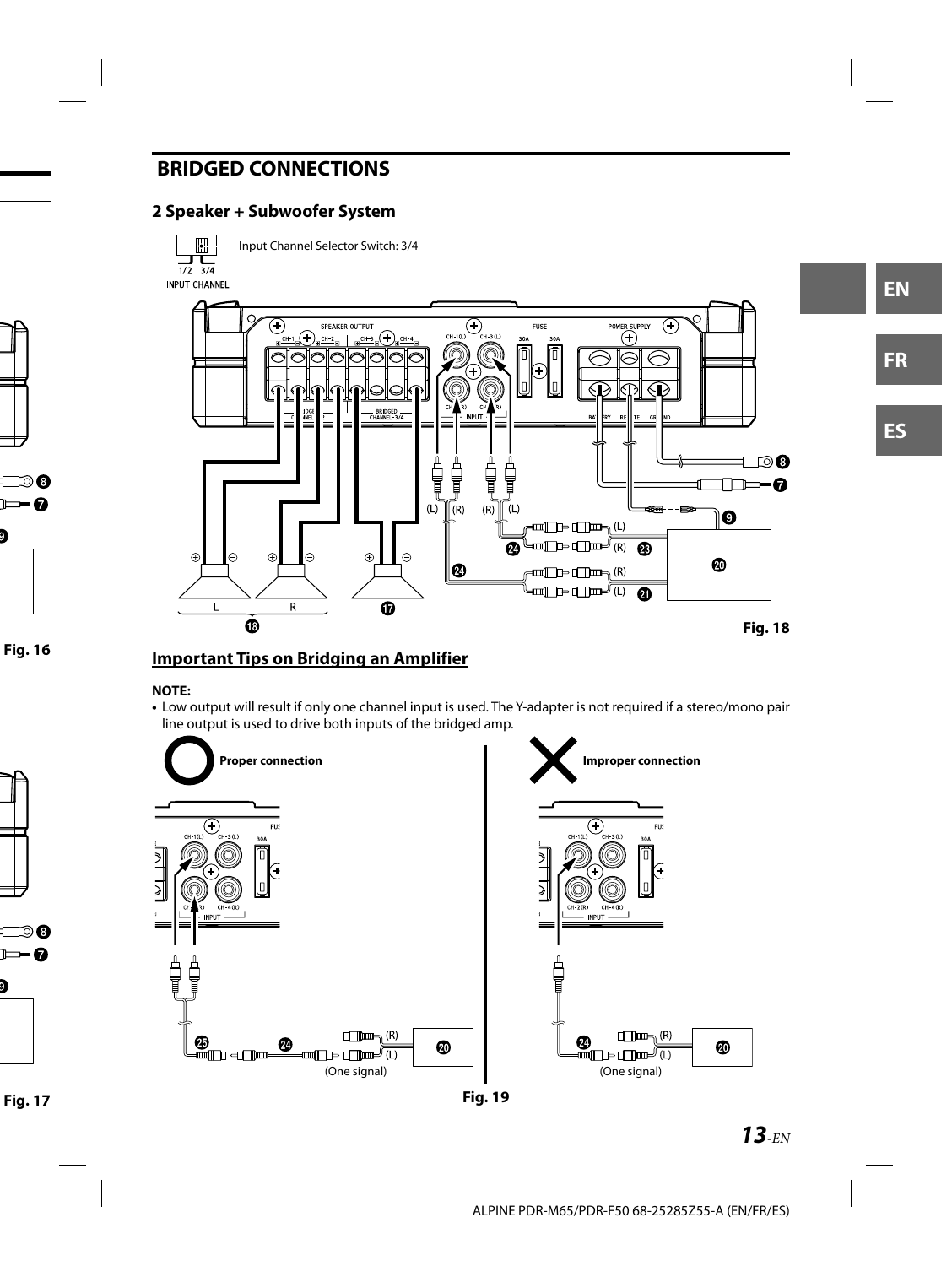## BRIDGED CONNECTIONS

### 2 Speaker + Subwoofer System

Input Channel Selector Switch: 3/4

Fig. 18

### Important Tips on Bridging an Amplifier

**NOTE:**

- Low output will result if only one channel input is used. The Y-adapter is not required if a stereo/mono pair line output is used to drive both inputs of the bridged amp.

Proper connection

Improper connection

Fig. 19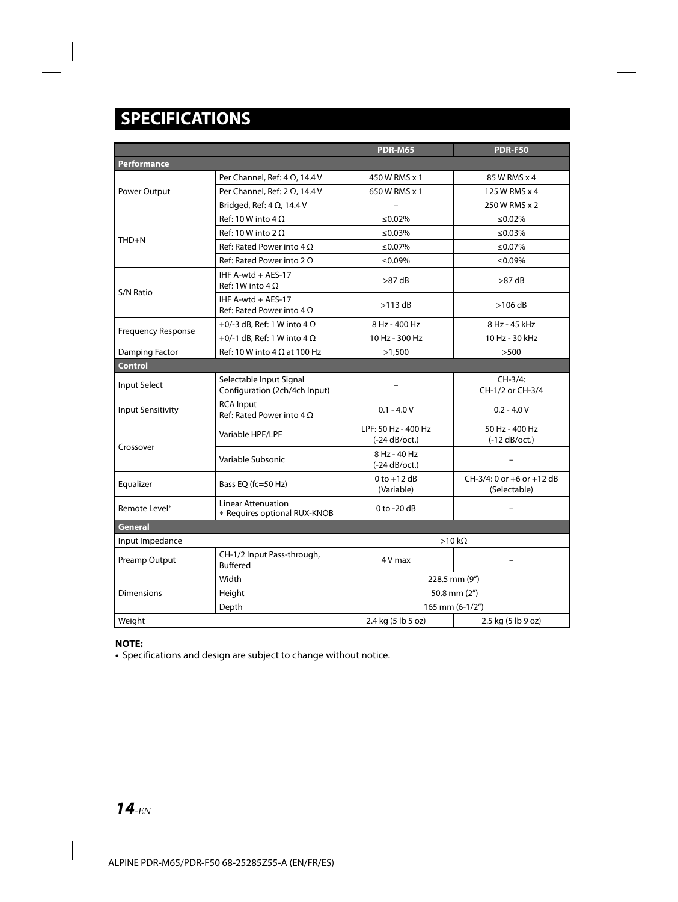# SPECIFICATIONS

| | | PDR-M65 | PDR-F50 |
|---|---|---|---|
| **Performance** | | | |
| Power Output | Per Channel, Ref: 4 Ω, 14.4 V | 450 W RMS x 1 | 85 W RMS x 4 |
| | Per Channel, Ref: 2 Ω, 14.4 V | 650 W RMS x 1 | 125 W RMS x 4 |
| | Bridged, Ref: 4 Ω, 14.4 V | – | 250 W RMS x 2 |
| THD+N | Ref: 10 W into 4 Ω | ≤0.02% | ≤0.02% |
| | Ref: 10 W into 2 Ω | ≤0.03% | ≤0.03% |
| | Ref: Rated Power into 4 Ω | ≤0.07% | ≤0.07% |
| | Ref: Rated Power into 2 Ω | ≤0.09% | ≤0.09% |
| S/N Ratio | IHF A-wtd + AES-17 Ref: 1W into 4 Ω | >87 dB | >87 dB |
| | IHF A-wtd + AES-17 Ref: Rated Power into 4 Ω | >113 dB | >106 dB |
| Frequency Response | +0/-3 dB, Ref: 1 W into 4 Ω | 8 Hz - 400 Hz | 8 Hz - 45 kHz |
| | +0/-1 dB, Ref: 1 W into 4 Ω | 10 Hz - 300 Hz | 10 Hz - 30 kHz |
| Damping Factor | Ref: 10 W into 4 Ω at 100 Hz | >1,500 | >500 |
| **Control** | | | |
| Input Select | Selectable Input Signal Configuration (2ch/4ch Input) | – | CH-3/4: CH-1/2 or CH-3/4 |
| Input Sensitivity | RCA Input Ref: Rated Power into 4 Ω | 0.1 - 4.0 V | 0.2 - 4.0 V |
| Crossover | Variable HPF/LPF | LPF: 50 Hz - 400 Hz (-24 dB/oct.) | 50 Hz - 400 Hz (-12 dB/oct.) |
| | Variable Subsonic | 8 Hz - 40 Hz (-24 dB/oct.) | – |
| Equalizer | Bass EQ (fc=50 Hz) | 0 to +12 dB (Variable) | CH-3/4: 0 or +6 or +12 dB (Selectable) |
| Remote Level* | Linear Attenuation * Requires optional RUX-KNOB | 0 to -20 dB | – |
| **General** | | | |
| Input Impedance | | >10 kΩ | |
| Preamp Output | CH-1/2 Input Pass-through, Buffered | 4 V max | – |
| Dimensions | Width | 228.5 mm (9") | |
| | Height | 50.8 mm (2") | |
| | Depth | 165 mm (6-1/2") | |
| Weight | | 2.4 kg (5 lb 5 oz) | 2.5 kg (5 lb 9 oz) |

**NOTE:**

- Specifications and design are subject to change without notice.